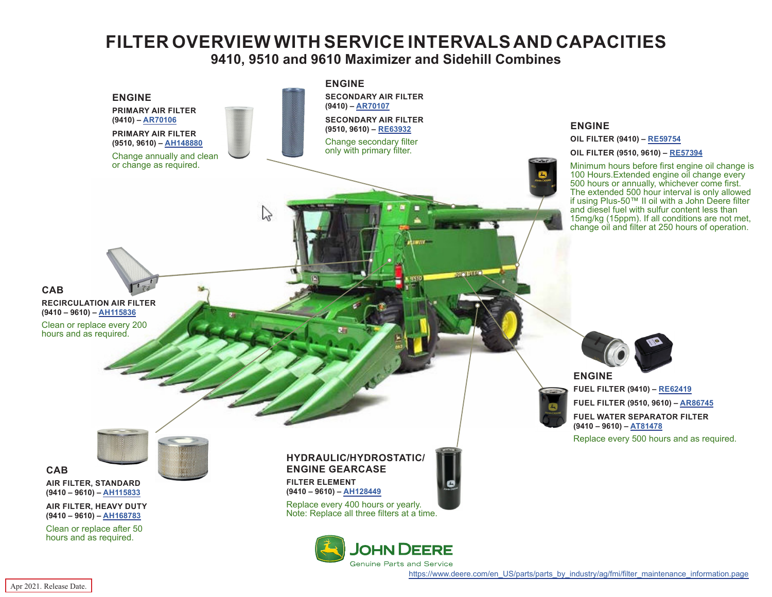# FILTER OVERVIEW WITH SERVICE INTERVALS AND CAPACITIES

## 9410, 9510 and 9610 Maximizer and Sidehill Combines

### ENGINE

**PRIMARY AIR FILTER (9410) – AR70106**

**PRIMARY AIR FILTER (9510, 9610) – AH148880**

Change annually and clean or change as required.

### ENGINE

**SECONDARY AIR FILTER (9410) – AR70107**

**SECONDARY AIR FILTER (9510, 9610) – RE63932**

Change secondary filter only with primary filter.

### ENGINE

**OIL FILTER (9410) – RE59754**

**OIL FILTER (9510, 9610) – RE57394**

Minimum hours before first engine oil change is 100 Hours.Extended engine oil change every 500 hours or annually, whichever come first. The extended 500 hour interval is only allowed if using Plus-50™ II oil with a John Deere filter and diesel fuel with sulfur content less than 15mg/kg (15ppm). If all conditions are not met, change oil and filter at 250 hours of operation.

### CAB

**RECIRCULATION AIR FILTER (9410 – 9610) – AH115836**

Clean or replace every 200 hours and as required.

### ENGINE

**FUEL FILTER (9410) – RE62419**

**FUEL FILTER (9510, 9610) – AR86745**

**FUEL WATER SEPARATOR FILTER (9410 – 9610) – AT81478**

Replace every 500 hours and as required.

### CAB

**AIR FILTER, STANDARD (9410 – 9610) – AH115833**

**AIR FILTER, HEAVY DUTY (9410 – 9610) – AH168783**

Clean or replace after 50 hours and as required.

### HYDRAULIC/HYDROSTATIC/ ENGINE GEARCASE

**FILTER ELEMENT (9410 – 9610) – AH128449**

Replace every 400 hours or yearly.
Note: Replace all three filters at a time.

JOHN DEERE
Genuine Parts and Service

https://www.deere.com/en_US/parts/parts_by_industry/ag/fmi/filter_maintenance_information.page

Apr 2021. Release Date.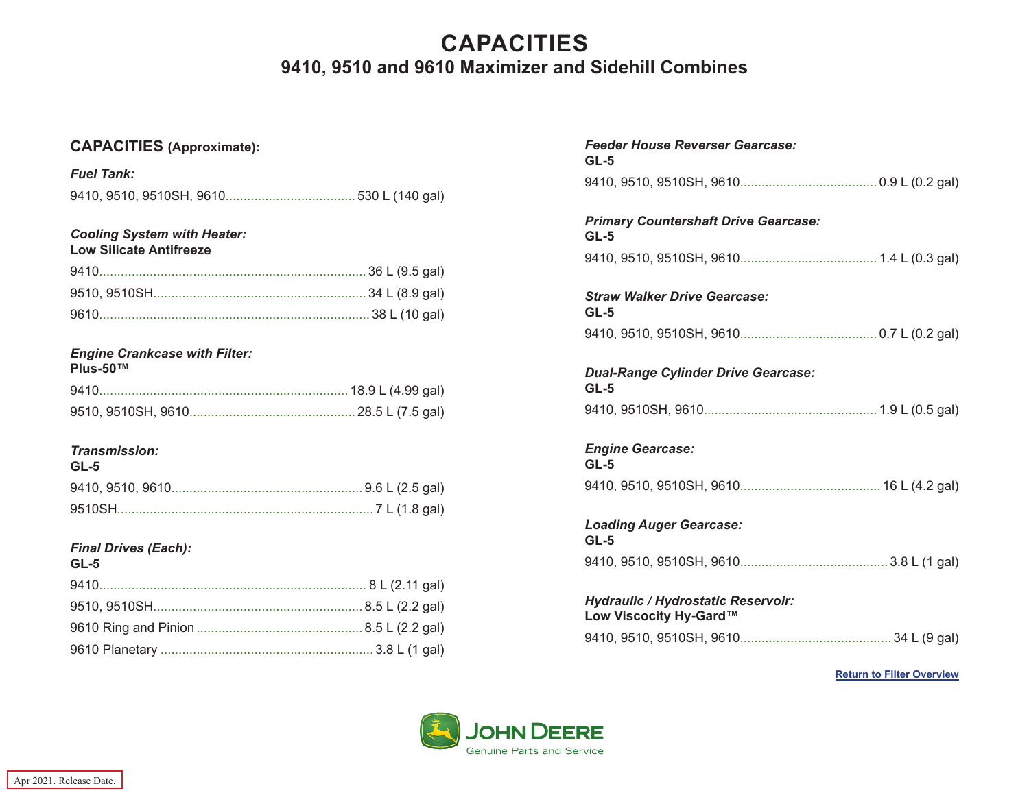# CAPACITIES

## 9410, 9510 and 9610 Maximizer and Sidehill Combines

### CAPACITIES (Approximate):

***Fuel Tank:***

9410, 9510, 9510SH, 9610.................................... 530 L (140 gal)

***Cooling System with Heater:***
**Low Silicate Antifreeze**

9410.......................................................................... 36 L (9.5 gal)

9510, 9510SH........................................................... 34 L (8.9 gal)

9610........................................................................... 38 L (10 gal)

***Engine Crankcase with Filter:***
**Plus-50™**

9410..................................................................... 18.9 L (4.99 gal)

9510, 9510SH, 9610.............................................. 28.5 L (7.5 gal)

***Transmission:***
**GL-5**

9410, 9510, 9610..................................................... 9.6 L (2.5 gal)

9510SH....................................................................... 7 L (1.8 gal)

***Final Drives (Each):***
**GL-5**

9410.......................................................................... 8 L (2.11 gal)

9510, 9510SH.......................................................... 8.5 L (2.2 gal)

9610 Ring and Pinion .............................................. 8.5 L (2.2 gal)

9610 Planetary ........................................................... 3.8 L (1 gal)

***Feeder House Reverser Gearcase:***
**GL-5**

9410, 9510, 9510SH, 9610...................................... 0.9 L (0.2 gal)

***Primary Countershaft Drive Gearcase:***
**GL-5**

9410, 9510, 9510SH, 9610...................................... 1.4 L (0.3 gal)

***Straw Walker Drive Gearcase:***
**GL-5**

9410, 9510, 9510SH, 9610...................................... 0.7 L (0.2 gal)

***Dual-Range Cylinder Drive Gearcase:***
**GL-5**

9410, 9510SH, 9610................................................ 1.9 L (0.5 gal)

***Engine Gearcase:***
**GL-5**

9410, 9510, 9510SH, 9610....................................... 16 L (4.2 gal)

***Loading Auger Gearcase:***
**GL-5**

9410, 9510, 9510SH, 9610......................................... 3.8 L (1 gal)

***Hydraulic / Hydrostatic Reservoir:***
**Low Viscocity Hy-Gard™**

9410, 9510, 9510SH, 9610.......................................... 34 L (9 gal)

Return to Filter Overview

JOHN DEERE
Genuine Parts and Service

Apr 2021. Release Date.